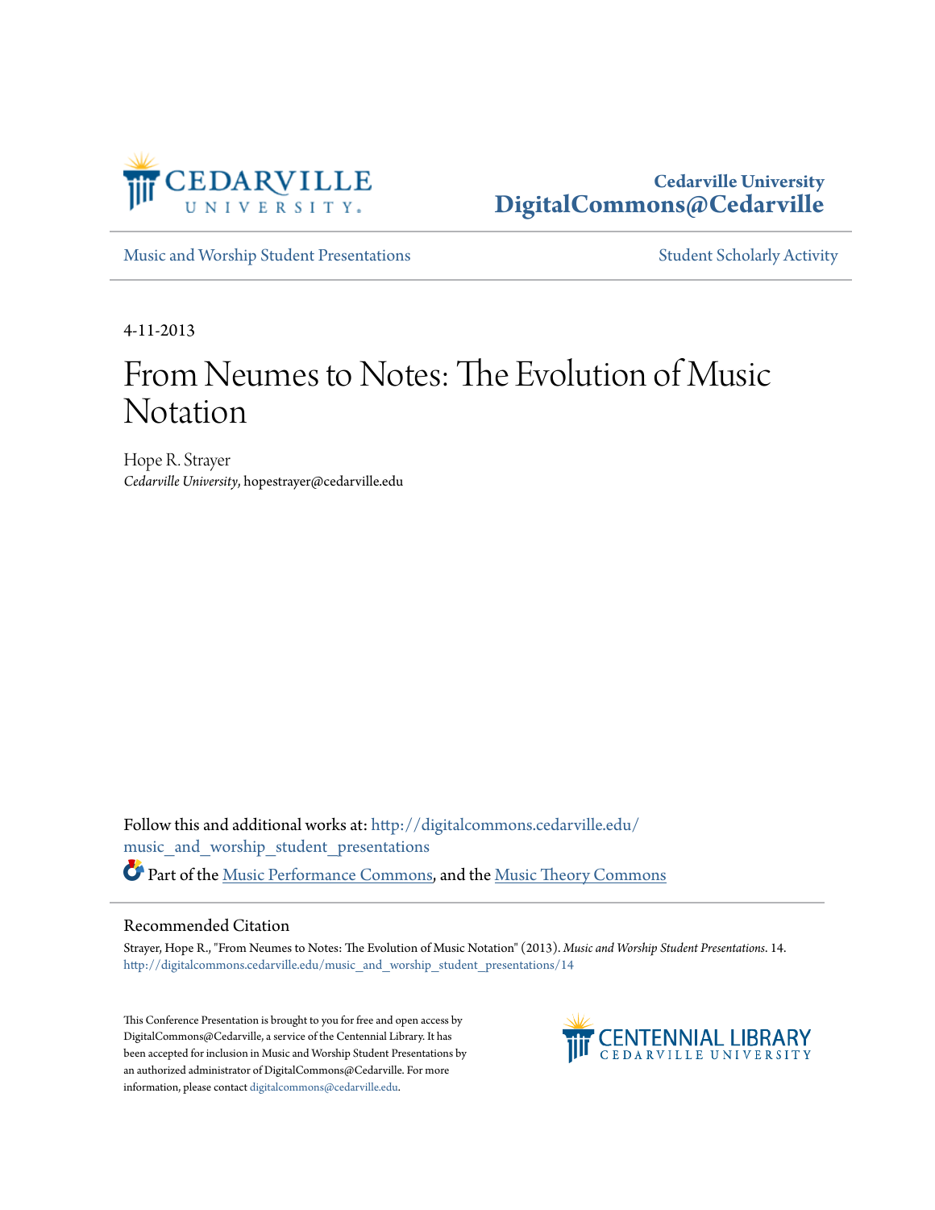Cedarville University
DigitalCommons@Cedarville

Music and Worship Student Presentations

Student Scholarly Activity

4-11-2013

# From Neumes to Notes: The Evolution of Music Notation

Hope R. Strayer
*Cedarville University*, hopestrayer@cedarville.edu

Follow this and additional works at: http://digitalcommons.cedarville.edu/music_and_worship_student_presentations

Part of the Music Performance Commons, and the Music Theory Commons

## Recommended Citation

Strayer, Hope R., "From Neumes to Notes: The Evolution of Music Notation" (2013). *Music and Worship Student Presentations*. 14.
http://digitalcommons.cedarville.edu/music_and_worship_student_presentations/14

This Conference Presentation is brought to you for free and open access by DigitalCommons@Cedarville, a service of the Centennial Library. It has been accepted for inclusion in Music and Worship Student Presentations by an authorized administrator of DigitalCommons@Cedarville. For more information, please contact digitalcommons@cedarville.edu.

CENTENNIAL LIBRARY
CEDARVILLE UNIVERSITY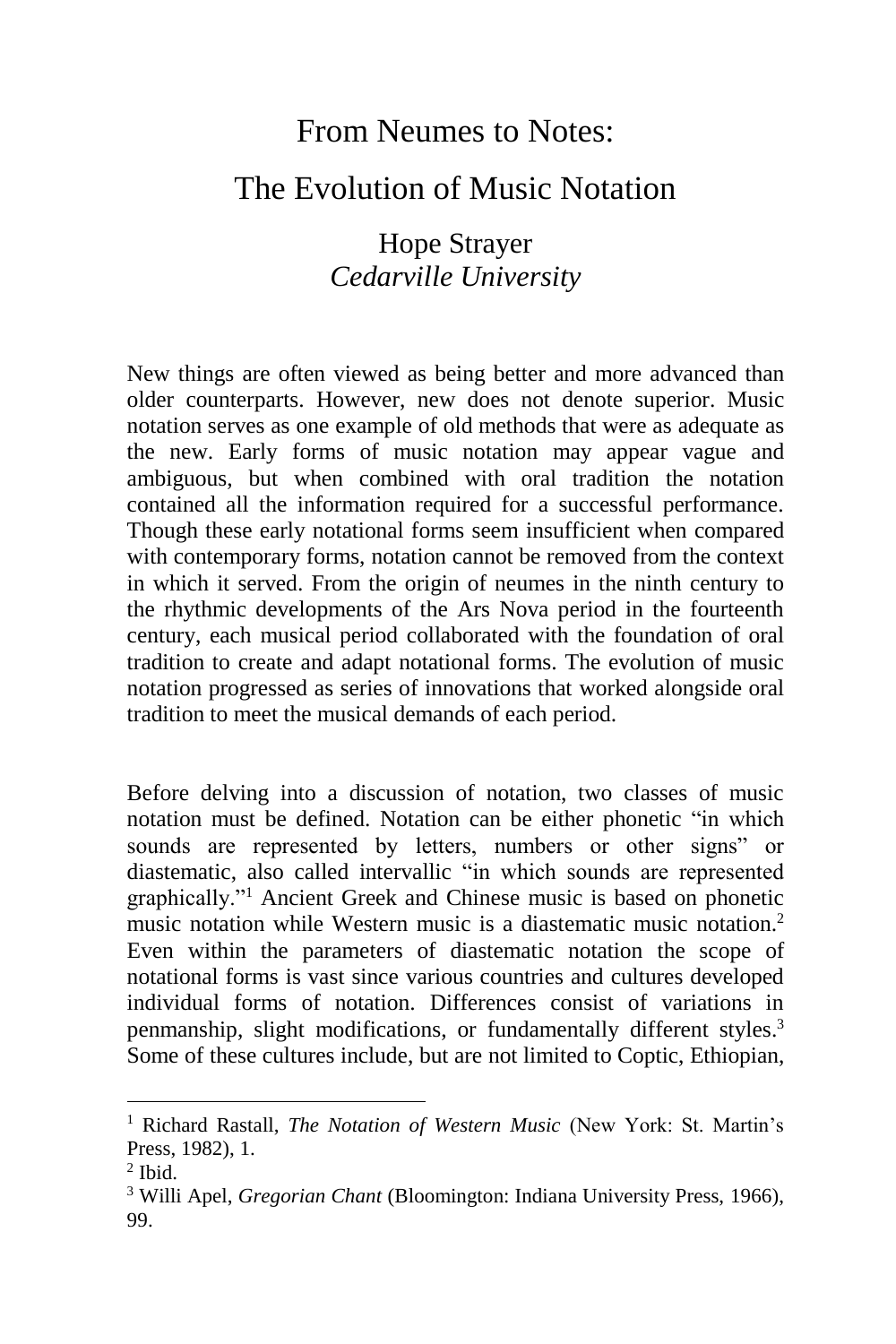# From Neumes to Notes:

# The Evolution of Music Notation

## Hope Strayer

*Cedarville University*

New things are often viewed as being better and more advanced than older counterparts. However, new does not denote superior. Music notation serves as one example of old methods that were as adequate as the new. Early forms of music notation may appear vague and ambiguous, but when combined with oral tradition the notation contained all the information required for a successful performance. Though these early notational forms seem insufficient when compared with contemporary forms, notation cannot be removed from the context in which it served. From the origin of neumes in the ninth century to the rhythmic developments of the Ars Nova period in the fourteenth century, each musical period collaborated with the foundation of oral tradition to create and adapt notational forms. The evolution of music notation progressed as series of innovations that worked alongside oral tradition to meet the musical demands of each period.

Before delving into a discussion of notation, two classes of music notation must be defined. Notation can be either phonetic "in which sounds are represented by letters, numbers or other signs" or diastematic, also called intervallic "in which sounds are represented graphically."[1] Ancient Greek and Chinese music is based on phonetic music notation while Western music is a diastematic music notation.[2] Even within the parameters of diastematic notation the scope of notational forms is vast since various countries and cultures developed individual forms of notation. Differences consist of variations in penmanship, slight modifications, or fundamentally different styles.[3] Some of these cultures include, but are not limited to Coptic, Ethiopian,

---

[1] Richard Rastall, *The Notation of Western Music* (New York: St. Martin's Press, 1982), 1.

[2] Ibid.

[3] Willi Apel, *Gregorian Chant* (Bloomington: Indiana University Press, 1966), 99.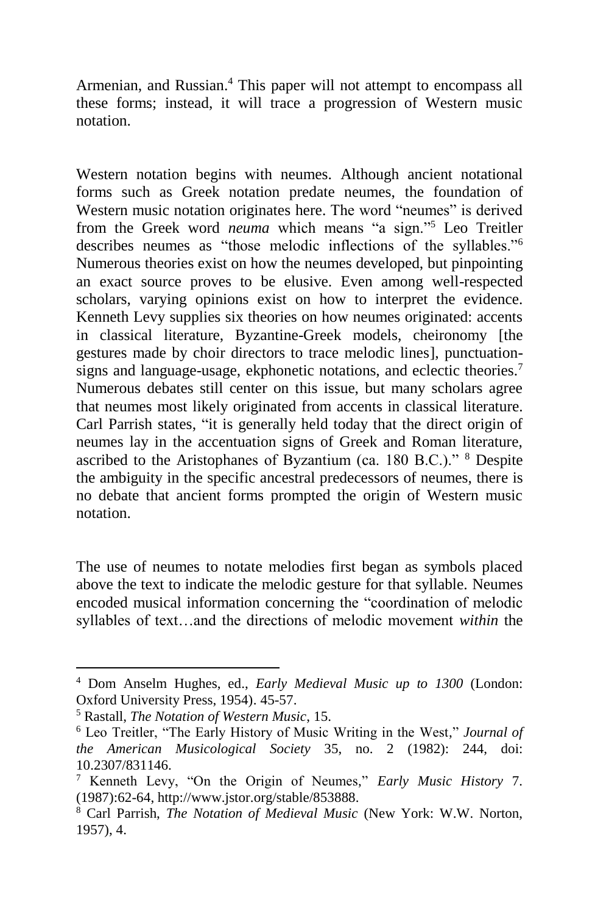Armenian, and Russian.[4] This paper will not attempt to encompass all these forms; instead, it will trace a progression of Western music notation.

Western notation begins with neumes. Although ancient notational forms such as Greek notation predate neumes, the foundation of Western music notation originates here. The word "neumes" is derived from the Greek word *neuma* which means "a sign."[5] Leo Treitler describes neumes as "those melodic inflections of the syllables."[6] Numerous theories exist on how the neumes developed, but pinpointing an exact source proves to be elusive. Even among well-respected scholars, varying opinions exist on how to interpret the evidence. Kenneth Levy supplies six theories on how neumes originated: accents in classical literature, Byzantine-Greek models, cheironomy [the gestures made by choir directors to trace melodic lines], punctuation-signs and language-usage, ekphonetic notations, and eclectic theories.[7] Numerous debates still center on this issue, but many scholars agree that neumes most likely originated from accents in classical literature. Carl Parrish states, "it is generally held today that the direct origin of neumes lay in the accentuation signs of Greek and Roman literature, ascribed to the Aristophanes of Byzantium (ca. 180 B.C.)." [8] Despite the ambiguity in the specific ancestral predecessors of neumes, there is no debate that ancient forms prompted the origin of Western music notation.

The use of neumes to notate melodies first began as symbols placed above the text to indicate the melodic gesture for that syllable. Neumes encoded musical information concerning the "coordination of melodic syllables of text…and the directions of melodic movement *within* the

---

[4] Dom Anselm Hughes, ed., *Early Medieval Music up to 1300* (London: Oxford University Press, 1954). 45-57.

[5] Rastall, *The Notation of Western Music*, 15.

[6] Leo Treitler, "The Early History of Music Writing in the West," *Journal of the American Musicological Society* 35, no. 2 (1982): 244, doi: 10.2307/831146.

[7] Kenneth Levy, "On the Origin of Neumes," *Early Music History* 7. (1987):62-64, http://www.jstor.org/stable/853888.

[8] Carl Parrish, *The Notation of Medieval Music* (New York: W.W. Norton, 1957), 4.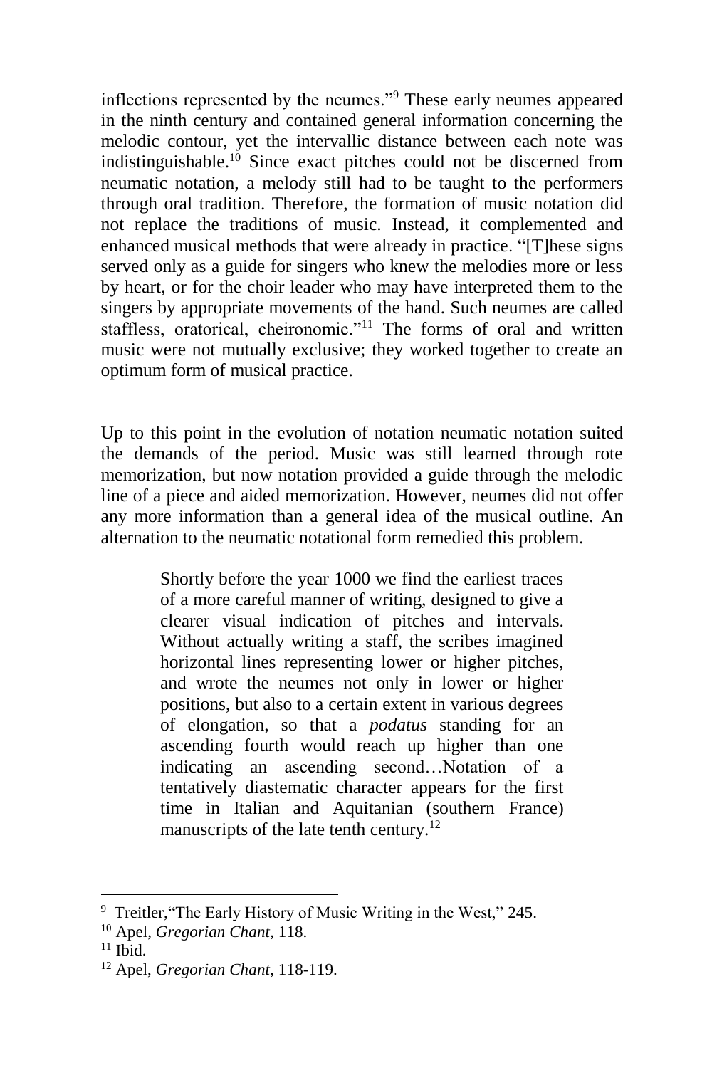inflections represented by the neumes."[9] These early neumes appeared in the ninth century and contained general information concerning the melodic contour, yet the intervallic distance between each note was indistinguishable.[10] Since exact pitches could not be discerned from neumatic notation, a melody still had to be taught to the performers through oral tradition. Therefore, the formation of music notation did not replace the traditions of music. Instead, it complemented and enhanced musical methods that were already in practice. "[T]hese signs served only as a guide for singers who knew the melodies more or less by heart, or for the choir leader who may have interpreted them to the singers by appropriate movements of the hand. Such neumes are called staffless, oratorical, cheironomic."[11] The forms of oral and written music were not mutually exclusive; they worked together to create an optimum form of musical practice.

Up to this point in the evolution of notation neumatic notation suited the demands of the period. Music was still learned through rote memorization, but now notation provided a guide through the melodic line of a piece and aided memorization. However, neumes did not offer any more information than a general idea of the musical outline. An alternation to the neumatic notational form remedied this problem.

> Shortly before the year 1000 we find the earliest traces of a more careful manner of writing, designed to give a clearer visual indication of pitches and intervals. Without actually writing a staff, the scribes imagined horizontal lines representing lower or higher pitches, and wrote the neumes not only in lower or higher positions, but also to a certain extent in various degrees of elongation, so that a *podatus* standing for an ascending fourth would reach up higher than one indicating an ascending second…Notation of a tentatively diastematic character appears for the first time in Italian and Aquitanian (southern France) manuscripts of the late tenth century.[12]

---

[9] Treitler,"The Early History of Music Writing in the West," 245.

[10] Apel, *Gregorian Chant*, 118.

[11] Ibid.

[12] Apel, *Gregorian Chant*, 118-119.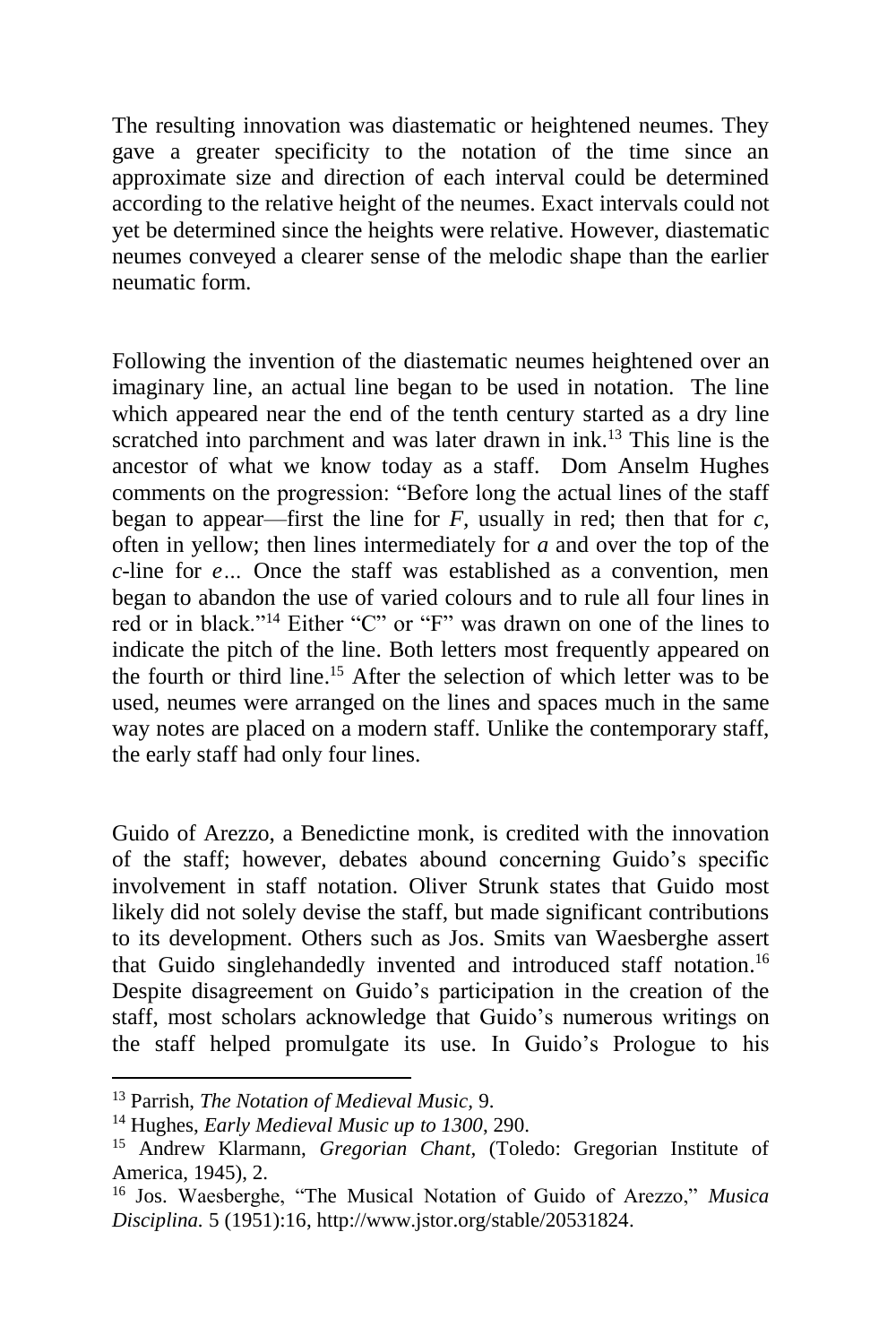The resulting innovation was diastematic or heightened neumes. They gave a greater specificity to the notation of the time since an approximate size and direction of each interval could be determined according to the relative height of the neumes. Exact intervals could not yet be determined since the heights were relative. However, diastematic neumes conveyed a clearer sense of the melodic shape than the earlier neumatic form.

Following the invention of the diastematic neumes heightened over an imaginary line, an actual line began to be used in notation. The line which appeared near the end of the tenth century started as a dry line scratched into parchment and was later drawn in ink.[13] This line is the ancestor of what we know today as a staff. Dom Anselm Hughes comments on the progression: "Before long the actual lines of the staff began to appear—first the line for *F*, usually in red; then that for *c*, often in yellow; then lines intermediately for *a* and over the top of the *c*-line for *e*… Once the staff was established as a convention, men began to abandon the use of varied colours and to rule all four lines in red or in black."[14] Either "C" or "F" was drawn on one of the lines to indicate the pitch of the line. Both letters most frequently appeared on the fourth or third line.[15] After the selection of which letter was to be used, neumes were arranged on the lines and spaces much in the same way notes are placed on a modern staff. Unlike the contemporary staff, the early staff had only four lines.

Guido of Arezzo, a Benedictine monk, is credited with the innovation of the staff; however, debates abound concerning Guido's specific involvement in staff notation. Oliver Strunk states that Guido most likely did not solely devise the staff, but made significant contributions to its development. Others such as Jos. Smits van Waesberghe assert that Guido singlehandedly invented and introduced staff notation.[16] Despite disagreement on Guido's participation in the creation of the staff, most scholars acknowledge that Guido's numerous writings on the staff helped promulgate its use. In Guido's Prologue to his

---

[13] Parrish, *The Notation of Medieval Music,* 9.

[14] Hughes, *Early Medieval Music up to 1300*, 290.

[15] Andrew Klarmann, *Gregorian Chant,* (Toledo: Gregorian Institute of America, 1945), 2.

[16] Jos. Waesberghe, "The Musical Notation of Guido of Arezzo," *Musica Disciplina.* 5 (1951):16, http://www.jstor.org/stable/20531824.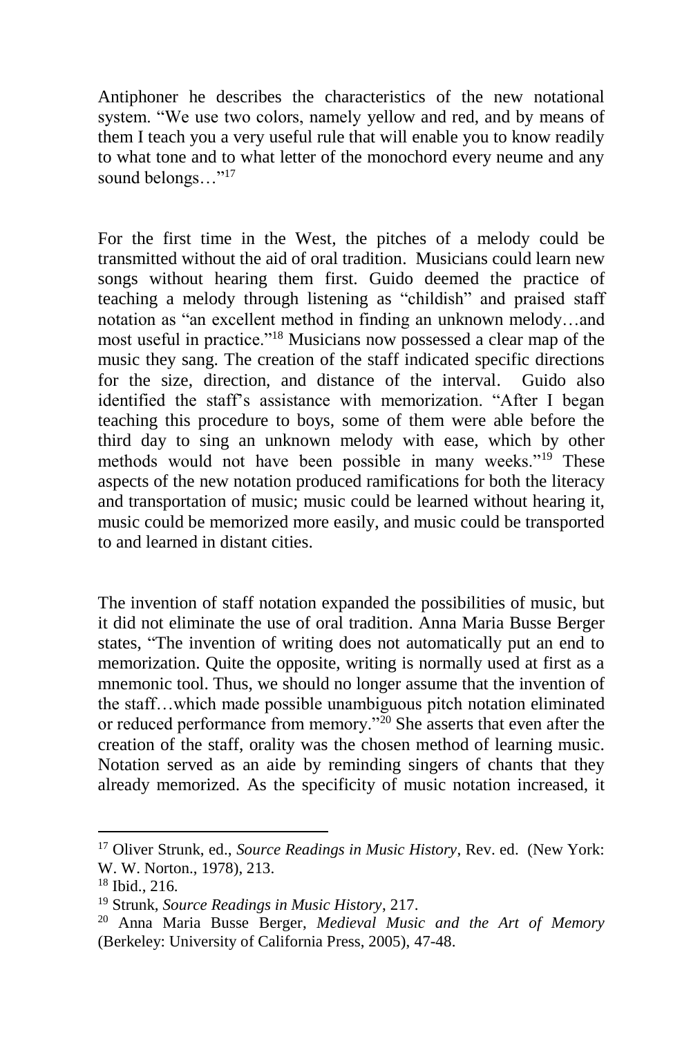Antiphoner he describes the characteristics of the new notational system. "We use two colors, namely yellow and red, and by means of them I teach you a very useful rule that will enable you to know readily to what tone and to what letter of the monochord every neume and any sound belongs…"[17]

For the first time in the West, the pitches of a melody could be transmitted without the aid of oral tradition. Musicians could learn new songs without hearing them first. Guido deemed the practice of teaching a melody through listening as "childish" and praised staff notation as "an excellent method in finding an unknown melody…and most useful in practice."[18] Musicians now possessed a clear map of the music they sang. The creation of the staff indicated specific directions for the size, direction, and distance of the interval. Guido also identified the staff's assistance with memorization. "After I began teaching this procedure to boys, some of them were able before the third day to sing an unknown melody with ease, which by other methods would not have been possible in many weeks."[19] These aspects of the new notation produced ramifications for both the literacy and transportation of music; music could be learned without hearing it, music could be memorized more easily, and music could be transported to and learned in distant cities.

The invention of staff notation expanded the possibilities of music, but it did not eliminate the use of oral tradition. Anna Maria Busse Berger states, "The invention of writing does not automatically put an end to memorization. Quite the opposite, writing is normally used at first as a mnemonic tool. Thus, we should no longer assume that the invention of the staff…which made possible unambiguous pitch notation eliminated or reduced performance from memory."[20] She asserts that even after the creation of the staff, orality was the chosen method of learning music. Notation served as an aide by reminding singers of chants that they already memorized. As the specificity of music notation increased, it

---

[17] Oliver Strunk, ed., *Source Readings in Music History*, Rev. ed. (New York: W. W. Norton., 1978), 213.

[18] Ibid., 216.

[19] Strunk, *Source Readings in Music History*, 217.

[20] Anna Maria Busse Berger, *Medieval Music and the Art of Memory* (Berkeley: University of California Press, 2005), 47-48.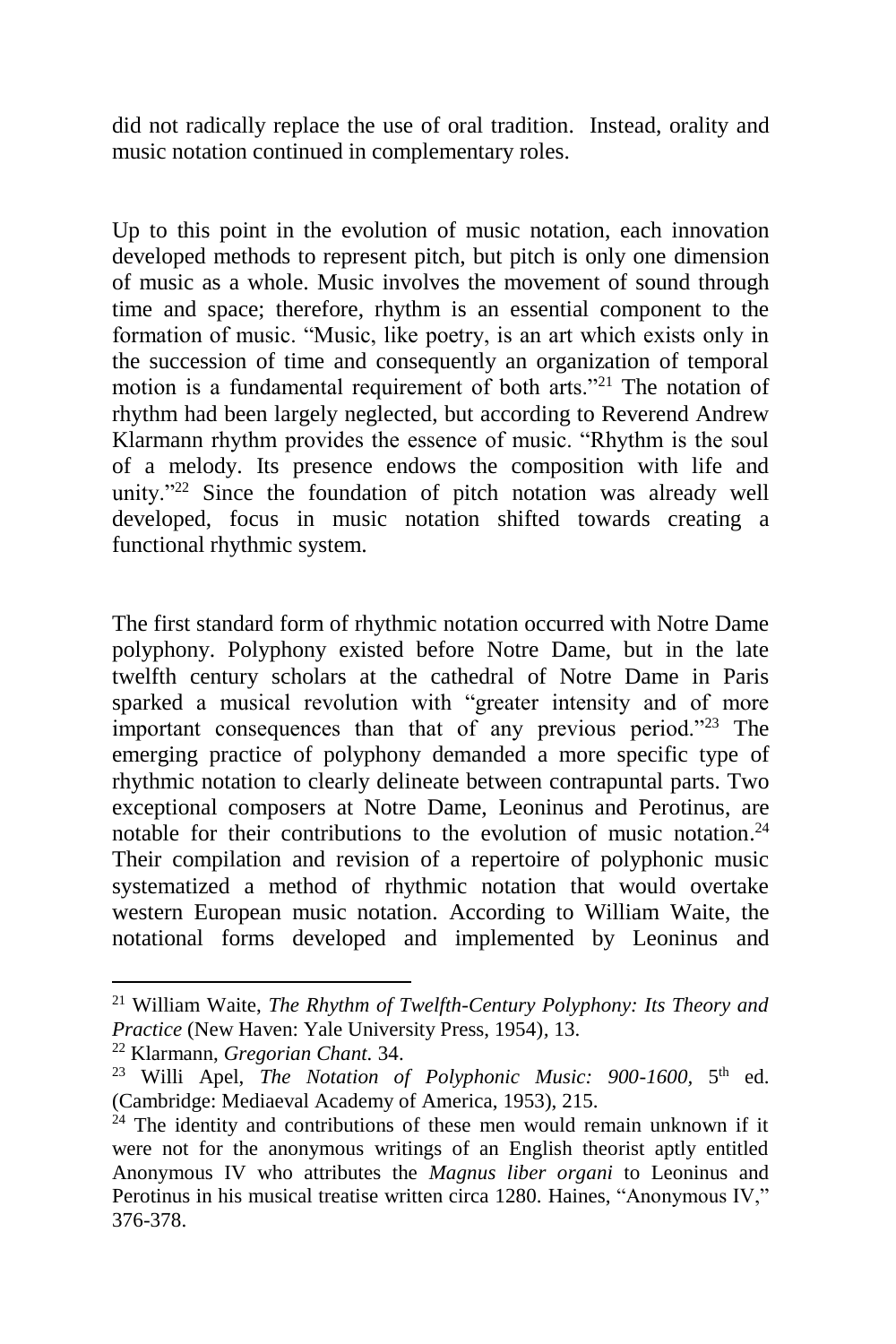did not radically replace the use of oral tradition. Instead, orality and music notation continued in complementary roles.

Up to this point in the evolution of music notation, each innovation developed methods to represent pitch, but pitch is only one dimension of music as a whole. Music involves the movement of sound through time and space; therefore, rhythm is an essential component to the formation of music. "Music, like poetry, is an art which exists only in the succession of time and consequently an organization of temporal motion is a fundamental requirement of both arts."[21] The notation of rhythm had been largely neglected, but according to Reverend Andrew Klarmann rhythm provides the essence of music. "Rhythm is the soul of a melody. Its presence endows the composition with life and unity."[22] Since the foundation of pitch notation was already well developed, focus in music notation shifted towards creating a functional rhythmic system.

The first standard form of rhythmic notation occurred with Notre Dame polyphony. Polyphony existed before Notre Dame, but in the late twelfth century scholars at the cathedral of Notre Dame in Paris sparked a musical revolution with "greater intensity and of more important consequences than that of any previous period."[23] The emerging practice of polyphony demanded a more specific type of rhythmic notation to clearly delineate between contrapuntal parts. Two exceptional composers at Notre Dame, Leoninus and Perotinus, are notable for their contributions to the evolution of music notation.[24] Their compilation and revision of a repertoire of polyphonic music systematized a method of rhythmic notation that would overtake western European music notation. According to William Waite, the notational forms developed and implemented by Leoninus and

---

[21] William Waite, *The Rhythm of Twelfth-Century Polyphony: Its Theory and Practice* (New Haven: Yale University Press, 1954), 13.

[22] Klarmann, *Gregorian Chant.* 34.

[23] Willi Apel, *The Notation of Polyphonic Music: 900-1600*, 5th ed. (Cambridge: Mediaeval Academy of America, 1953), 215.

[24] The identity and contributions of these men would remain unknown if it were not for the anonymous writings of an English theorist aptly entitled Anonymous IV who attributes the *Magnus liber organi* to Leoninus and Perotinus in his musical treatise written circa 1280. Haines, "Anonymous IV," 376-378.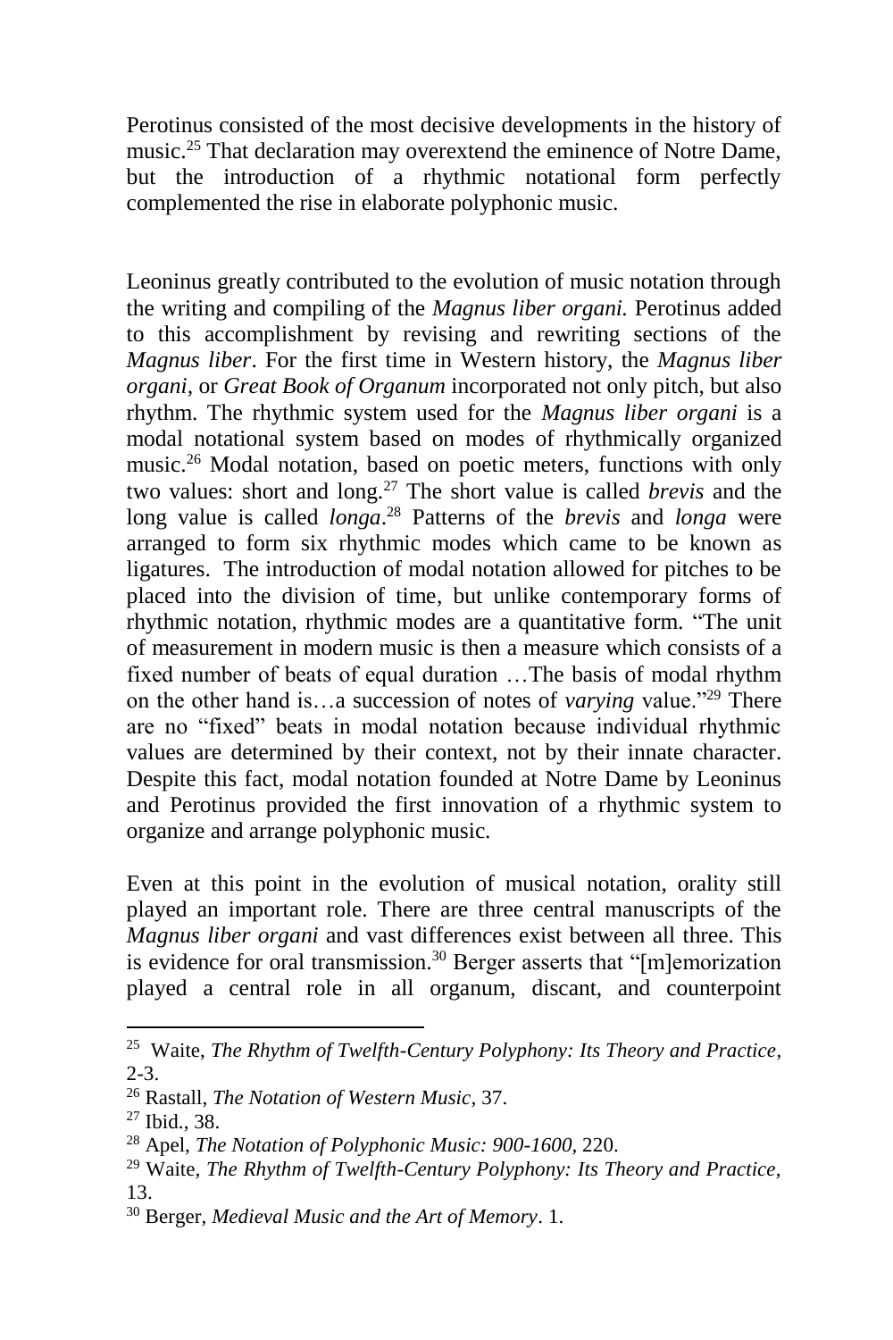Perotinus consisted of the most decisive developments in the history of music.[25] That declaration may overextend the eminence of Notre Dame, but the introduction of a rhythmic notational form perfectly complemented the rise in elaborate polyphonic music.

Leoninus greatly contributed to the evolution of music notation through the writing and compiling of the *Magnus liber organi.* Perotinus added to this accomplishment by revising and rewriting sections of the *Magnus liber*. For the first time in Western history, the *Magnus liber organi,* or *Great Book of Organum* incorporated not only pitch, but also rhythm. The rhythmic system used for the *Magnus liber organi* is a modal notational system based on modes of rhythmically organized music.[26] Modal notation, based on poetic meters, functions with only two values: short and long.[27] The short value is called *brevis* and the long value is called *longa*.[28] Patterns of the *brevis* and *longa* were arranged to form six rhythmic modes which came to be known as ligatures. The introduction of modal notation allowed for pitches to be placed into the division of time, but unlike contemporary forms of rhythmic notation, rhythmic modes are a quantitative form. "The unit of measurement in modern music is then a measure which consists of a fixed number of beats of equal duration …The basis of modal rhythm on the other hand is…a succession of notes of *varying* value."[29] There are no "fixed" beats in modal notation because individual rhythmic values are determined by their context, not by their innate character. Despite this fact, modal notation founded at Notre Dame by Leoninus and Perotinus provided the first innovation of a rhythmic system to organize and arrange polyphonic music.

Even at this point in the evolution of musical notation, orality still played an important role. There are three central manuscripts of the *Magnus liber organi* and vast differences exist between all three. This is evidence for oral transmission.[30] Berger asserts that "[m]emorization played a central role in all organum, discant, and counterpoint

---

[25] Waite, *The Rhythm of Twelfth-Century Polyphony: Its Theory and Practice*, 2-3.

[26] Rastall, *The Notation of Western Music*, 37.

[27] Ibid., 38.

[28] Apel, *The Notation of Polyphonic Music: 900-1600*, 220.

[29] Waite, *The Rhythm of Twelfth-Century Polyphony: Its Theory and Practice*, 13.

[30] Berger, *Medieval Music and the Art of Memory*. 1.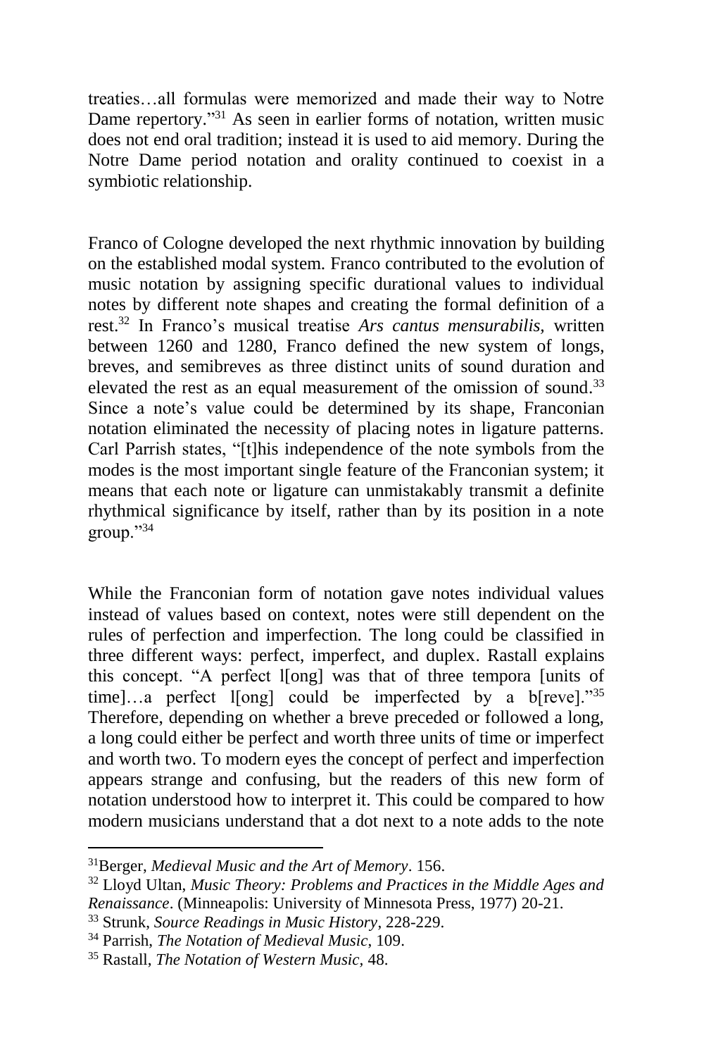treaties…all formulas were memorized and made their way to Notre Dame repertory."[31] As seen in earlier forms of notation, written music does not end oral tradition; instead it is used to aid memory. During the Notre Dame period notation and orality continued to coexist in a symbiotic relationship.

Franco of Cologne developed the next rhythmic innovation by building on the established modal system. Franco contributed to the evolution of music notation by assigning specific durational values to individual notes by different note shapes and creating the formal definition of a rest.[32] In Franco's musical treatise *Ars cantus mensurabilis,* written between 1260 and 1280, Franco defined the new system of longs, breves, and semibreves as three distinct units of sound duration and elevated the rest as an equal measurement of the omission of sound.[33] Since a note's value could be determined by its shape, Franconian notation eliminated the necessity of placing notes in ligature patterns. Carl Parrish states, "[t]his independence of the note symbols from the modes is the most important single feature of the Franconian system; it means that each note or ligature can unmistakably transmit a definite rhythmical significance by itself, rather than by its position in a note group."[34]

While the Franconian form of notation gave notes individual values instead of values based on context, notes were still dependent on the rules of perfection and imperfection. The long could be classified in three different ways: perfect, imperfect, and duplex. Rastall explains this concept. "A perfect l[ong] was that of three tempora [units of time]…a perfect l[ong] could be imperfected by a b[reve]."[35] Therefore, depending on whether a breve preceded or followed a long, a long could either be perfect and worth three units of time or imperfect and worth two. To modern eyes the concept of perfect and imperfection appears strange and confusing, but the readers of this new form of notation understood how to interpret it. This could be compared to how modern musicians understand that a dot next to a note adds to the note

---

[31] Berger, *Medieval Music and the Art of Memory*. 156.

[32] Lloyd Ultan, *Music Theory: Problems and Practices in the Middle Ages and Renaissance*. (Minneapolis: University of Minnesota Press, 1977) 20-21.

[33] Strunk, *Source Readings in Music History*, 228-229.

[34] Parrish, *The Notation of Medieval Music*, 109.

[35] Rastall, *The Notation of Western Music*, 48.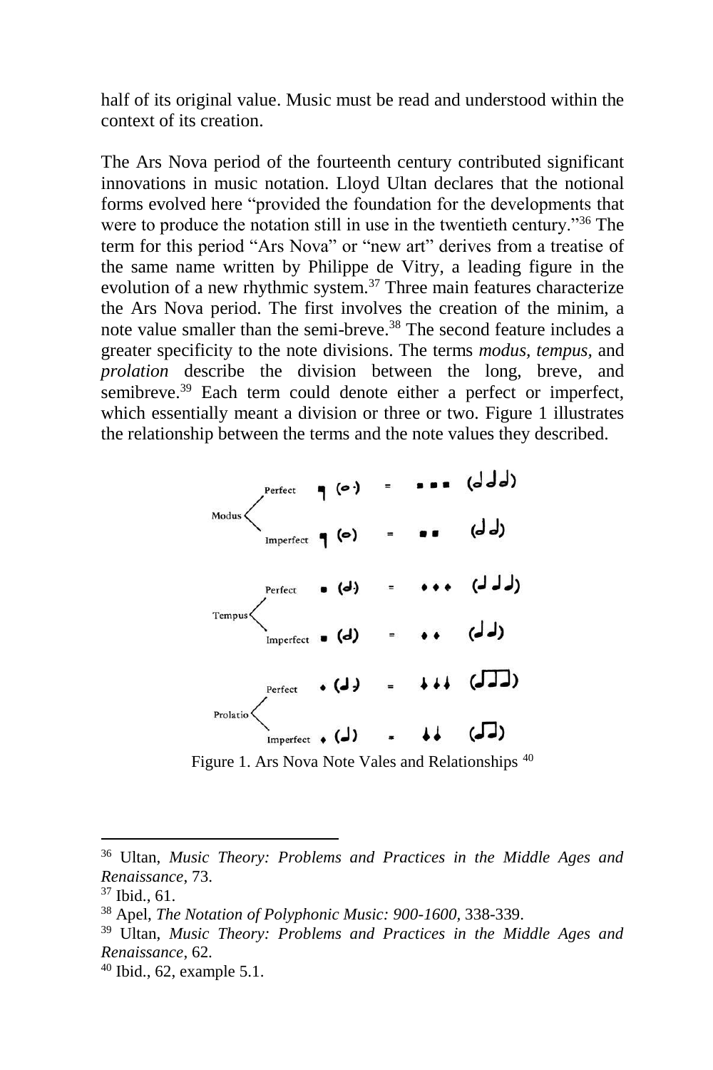half of its original value. Music must be read and understood within the context of its creation.

The Ars Nova period of the fourteenth century contributed significant innovations in music notation. Lloyd Ultan declares that the notional forms evolved here "provided the foundation for the developments that were to produce the notation still in use in the twentieth century."[36] The term for this period "Ars Nova" or "new art" derives from a treatise of the same name written by Philippe de Vitry, a leading figure in the evolution of a new rhythmic system.[37] Three main features characterize the Ars Nova period. The first involves the creation of the minim, a note value smaller than the semi-breve.[38] The second feature includes a greater specificity to the note divisions. The terms *modus, tempus,* and *prolation* describe the division between the long, breve, and semibreve.[39] Each term could denote either a perfect or imperfect, which essentially meant a division or three or two. Figure 1 illustrates the relationship between the terms and the note values they described.

Figure 1. Ars Nova Note Vales and Relationships [40]

---

[36] Ultan, *Music Theory: Problems and Practices in the Middle Ages and Renaissance*, 73.

[37] Ibid., 61.

[38] Apel, *The Notation of Polyphonic Music: 900-1600*, 338-339.

[39] Ultan, *Music Theory: Problems and Practices in the Middle Ages and Renaissance*, 62.

[40] Ibid., 62, example 5.1.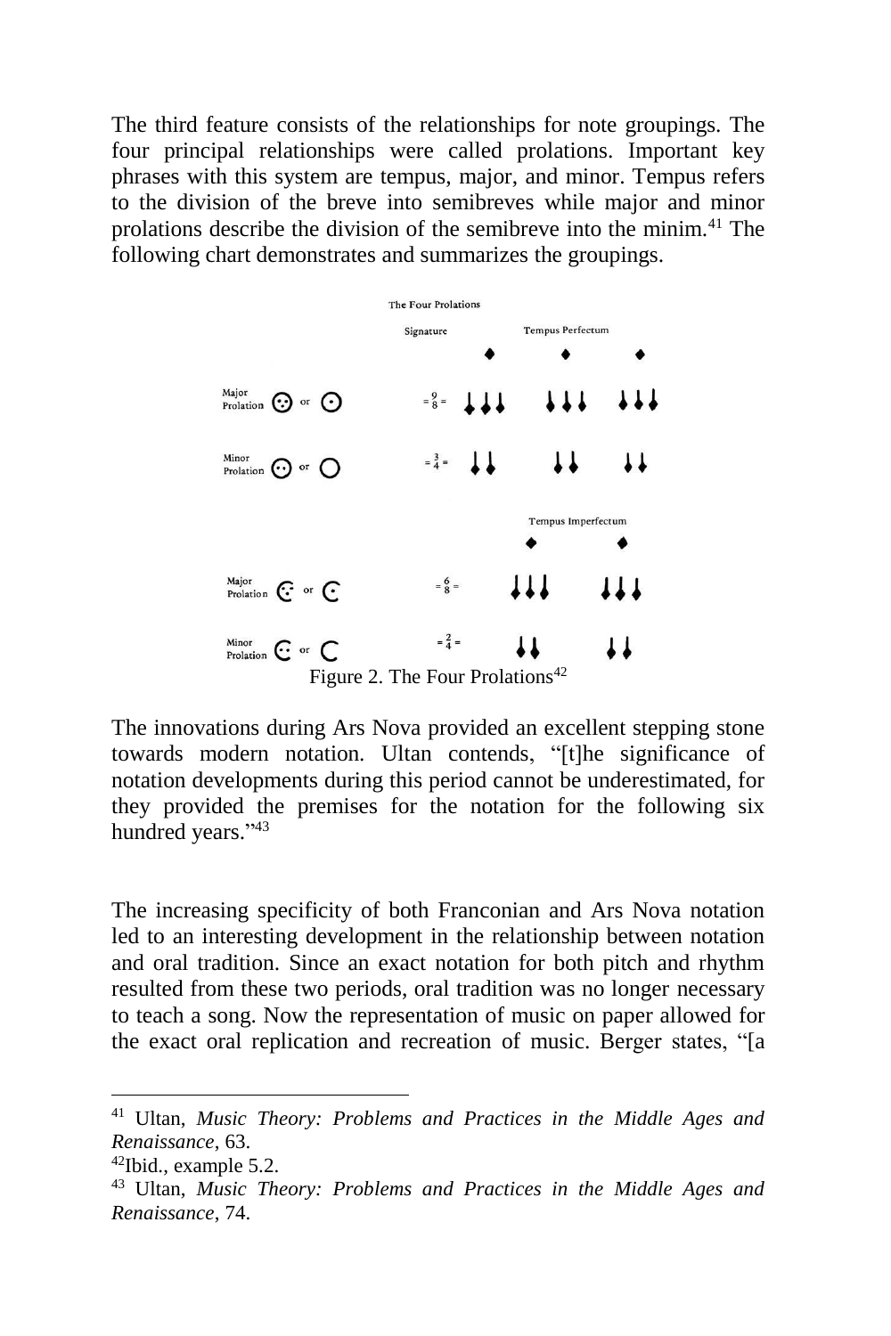The third feature consists of the relationships for note groupings. The four principal relationships were called prolations. Important key phrases with this system are tempus, major, and minor. Tempus refers to the division of the breve into semibreves while major and minor prolations describe the division of the semibreve into the minim.[41] The following chart demonstrates and summarizes the groupings.

Figure 2. The Four Prolations[42]

The innovations during Ars Nova provided an excellent stepping stone towards modern notation. Ultan contends, "[t]he significance of notation developments during this period cannot be underestimated, for they provided the premises for the notation for the following six hundred years."[43]

The increasing specificity of both Franconian and Ars Nova notation led to an interesting development in the relationship between notation and oral tradition. Since an exact notation for both pitch and rhythm resulted from these two periods, oral tradition was no longer necessary to teach a song. Now the representation of music on paper allowed for the exact oral replication and recreation of music. Berger states, "[a

---

[41] Ultan, *Music Theory: Problems and Practices in the Middle Ages and Renaissance*, 63.

[42] Ibid., example 5.2.

[43] Ultan, *Music Theory: Problems and Practices in the Middle Ages and Renaissance*, 74.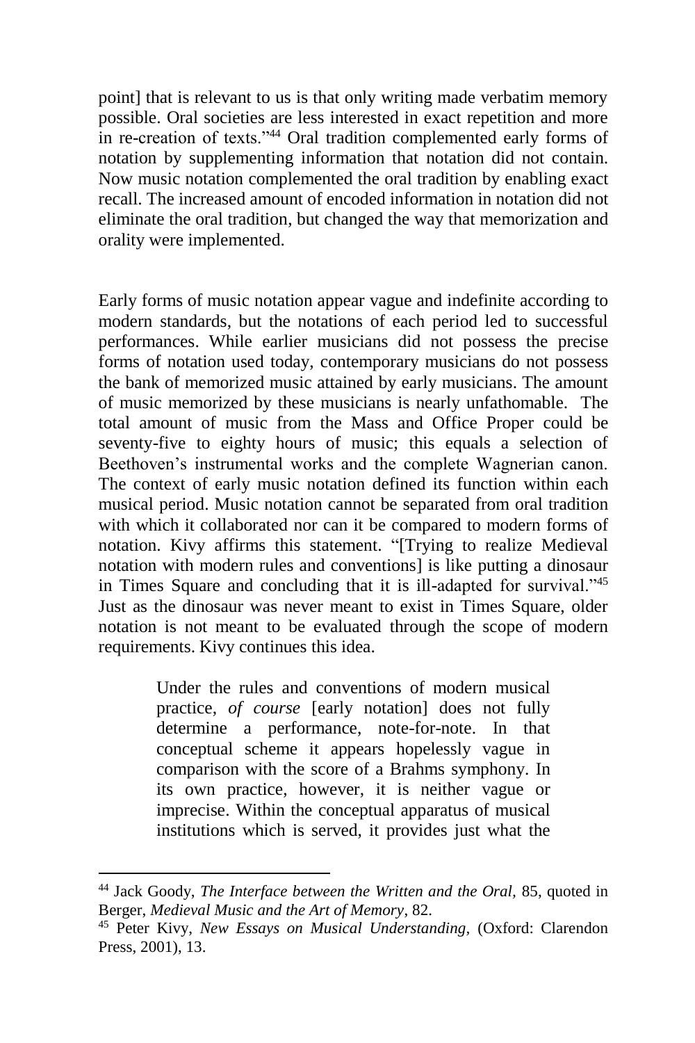point] that is relevant to us is that only writing made verbatim memory possible. Oral societies are less interested in exact repetition and more in re-creation of texts."[44] Oral tradition complemented early forms of notation by supplementing information that notation did not contain. Now music notation complemented the oral tradition by enabling exact recall. The increased amount of encoded information in notation did not eliminate the oral tradition, but changed the way that memorization and orality were implemented.

Early forms of music notation appear vague and indefinite according to modern standards, but the notations of each period led to successful performances. While earlier musicians did not possess the precise forms of notation used today, contemporary musicians do not possess the bank of memorized music attained by early musicians. The amount of music memorized by these musicians is nearly unfathomable. The total amount of music from the Mass and Office Proper could be seventy-five to eighty hours of music; this equals a selection of Beethoven's instrumental works and the complete Wagnerian canon. The context of early music notation defined its function within each musical period. Music notation cannot be separated from oral tradition with which it collaborated nor can it be compared to modern forms of notation. Kivy affirms this statement. "[Trying to realize Medieval notation with modern rules and conventions] is like putting a dinosaur in Times Square and concluding that it is ill-adapted for survival."[45] Just as the dinosaur was never meant to exist in Times Square, older notation is not meant to be evaluated through the scope of modern requirements. Kivy continues this idea.

> Under the rules and conventions of modern musical practice, *of course* [early notation] does not fully determine a performance, note-for-note. In that conceptual scheme it appears hopelessly vague in comparison with the score of a Brahms symphony. In its own practice, however, it is neither vague or imprecise. Within the conceptual apparatus of musical institutions which is served, it provides just what the

---

[44] Jack Goody, *The Interface between the Written and the Oral*, 85, quoted in Berger, *Medieval Music and the Art of Memory*, 82.

[45] Peter Kivy, *New Essays on Musical Understanding*, (Oxford: Clarendon Press, 2001), 13.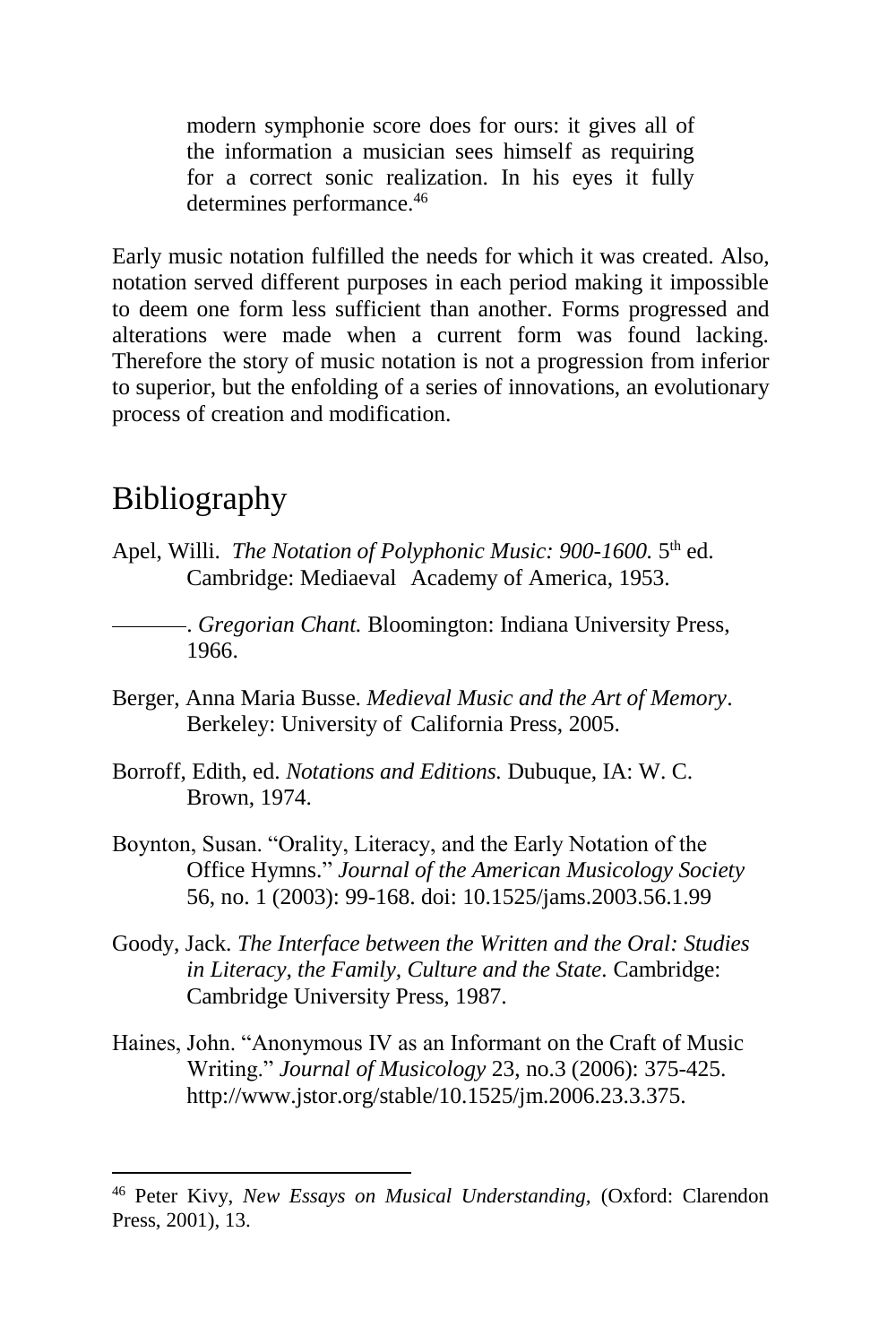> modern symphonie score does for ours: it gives all of the information a musician sees himself as requiring for a correct sonic realization. In his eyes it fully determines performance.[46]

Early music notation fulfilled the needs for which it was created. Also, notation served different purposes in each period making it impossible to deem one form less sufficient than another. Forms progressed and alterations were made when a current form was found lacking. Therefore the story of music notation is not a progression from inferior to superior, but the enfolding of a series of innovations, an evolutionary process of creation and modification.

# Bibliography

Apel, Willi. *The Notation of Polyphonic Music: 900-1600.* 5th ed. Cambridge: Mediaeval Academy of America, 1953.

———. *Gregorian Chant.* Bloomington: Indiana University Press, 1966.

Berger, Anna Maria Busse. *Medieval Music and the Art of Memory*. Berkeley: University of California Press, 2005.

Borroff, Edith, ed. *Notations and Editions.* Dubuque, IA: W. C. Brown, 1974.

Boynton, Susan. "Orality, Literacy, and the Early Notation of the Office Hymns." *Journal of the American Musicology Society* 56, no. 1 (2003): 99-168. doi: 10.1525/jams.2003.56.1.99

Goody, Jack. *The Interface between the Written and the Oral: Studies in Literacy, the Family, Culture and the State.* Cambridge: Cambridge University Press, 1987.

Haines, John. "Anonymous IV as an Informant on the Craft of Music Writing." *Journal of Musicology* 23, no.3 (2006): 375-425. http://www.jstor.org/stable/10.1525/jm.2006.23.3.375.

---

[46] Peter Kivy, *New Essays on Musical Understanding,* (Oxford: Clarendon Press, 2001), 13.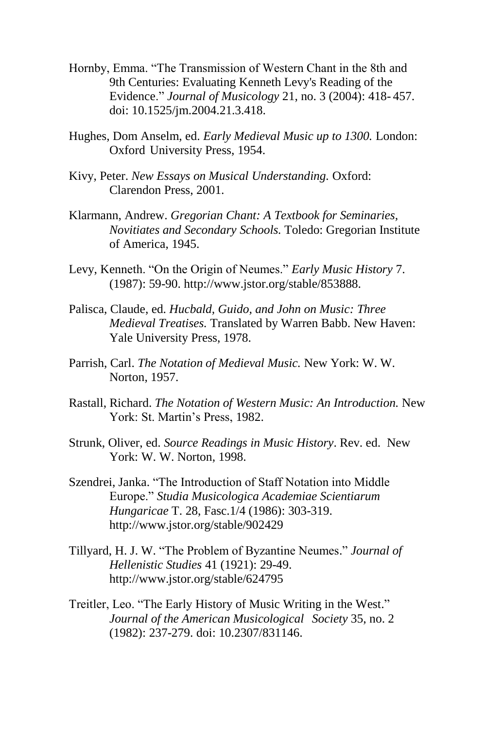Hornby, Emma. "The Transmission of Western Chant in the 8th and 9th Centuries: Evaluating Kenneth Levy's Reading of the Evidence." *Journal of Musicology* 21, no. 3 (2004): 418-457. doi: 10.1525/jm.2004.21.3.418.

Hughes, Dom Anselm, ed. *Early Medieval Music up to 1300.* London: Oxford University Press, 1954.

Kivy, Peter. *New Essays on Musical Understanding.* Oxford: Clarendon Press, 2001.

Klarmann, Andrew. *Gregorian Chant: A Textbook for Seminaries, Novitiates and Secondary Schools.* Toledo: Gregorian Institute of America, 1945.

Levy, Kenneth. "On the Origin of Neumes." *Early Music History* 7. (1987): 59-90. http://www.jstor.org/stable/853888.

Palisca, Claude, ed. *Hucbald, Guido, and John on Music: Three Medieval Treatises.* Translated by Warren Babb. New Haven: Yale University Press, 1978.

Parrish, Carl. *The Notation of Medieval Music.* New York: W. W. Norton, 1957.

Rastall, Richard. *The Notation of Western Music: An Introduction.* New York: St. Martin's Press, 1982.

Strunk, Oliver, ed. *Source Readings in Music History*. Rev. ed. New York: W. W. Norton, 1998.

Szendrei, Janka. "The Introduction of Staff Notation into Middle Europe." *Studia Musicologica Academiae Scientiarum Hungaricae* T. 28, Fasc.1/4 (1986): 303-319. http://www.jstor.org/stable/902429

Tillyard, H. J. W. "The Problem of Byzantine Neumes." *Journal of Hellenistic Studies* 41 (1921): 29-49. http://www.jstor.org/stable/624795

Treitler, Leo. "The Early History of Music Writing in the West." *Journal of the American Musicological Society* 35, no. 2 (1982): 237-279. doi: 10.2307/831146.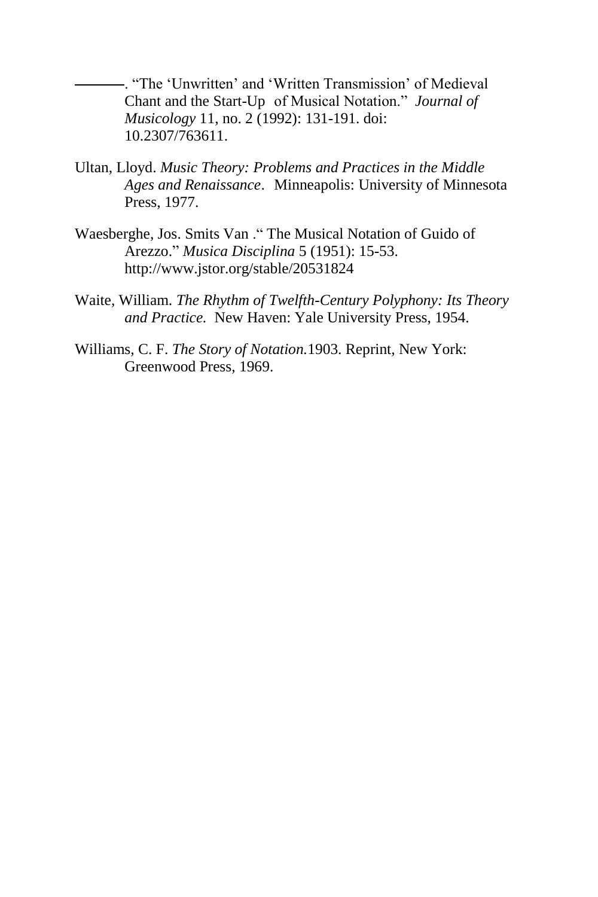———. “The ‘Unwritten’ and ‘Written Transmission’ of Medieval Chant and the Start-Up of Musical Notation.” *Journal of Musicology* 11, no. 2 (1992): 131-191. doi: 10.2307/763611.

Ultan, Lloyd. *Music Theory: Problems and Practices in the Middle Ages and Renaissance*. Minneapolis: University of Minnesota Press, 1977.

Waesberghe, Jos. Smits Van .“ The Musical Notation of Guido of Arezzo.” *Musica Disciplina* 5 (1951): 15-53. http://www.jstor.org/stable/20531824

Waite, William. *The Rhythm of Twelfth-Century Polyphony: Its Theory and Practice.* New Haven: Yale University Press, 1954.

Williams, C. F. *The Story of Notation.*1903. Reprint, New York: Greenwood Press, 1969.